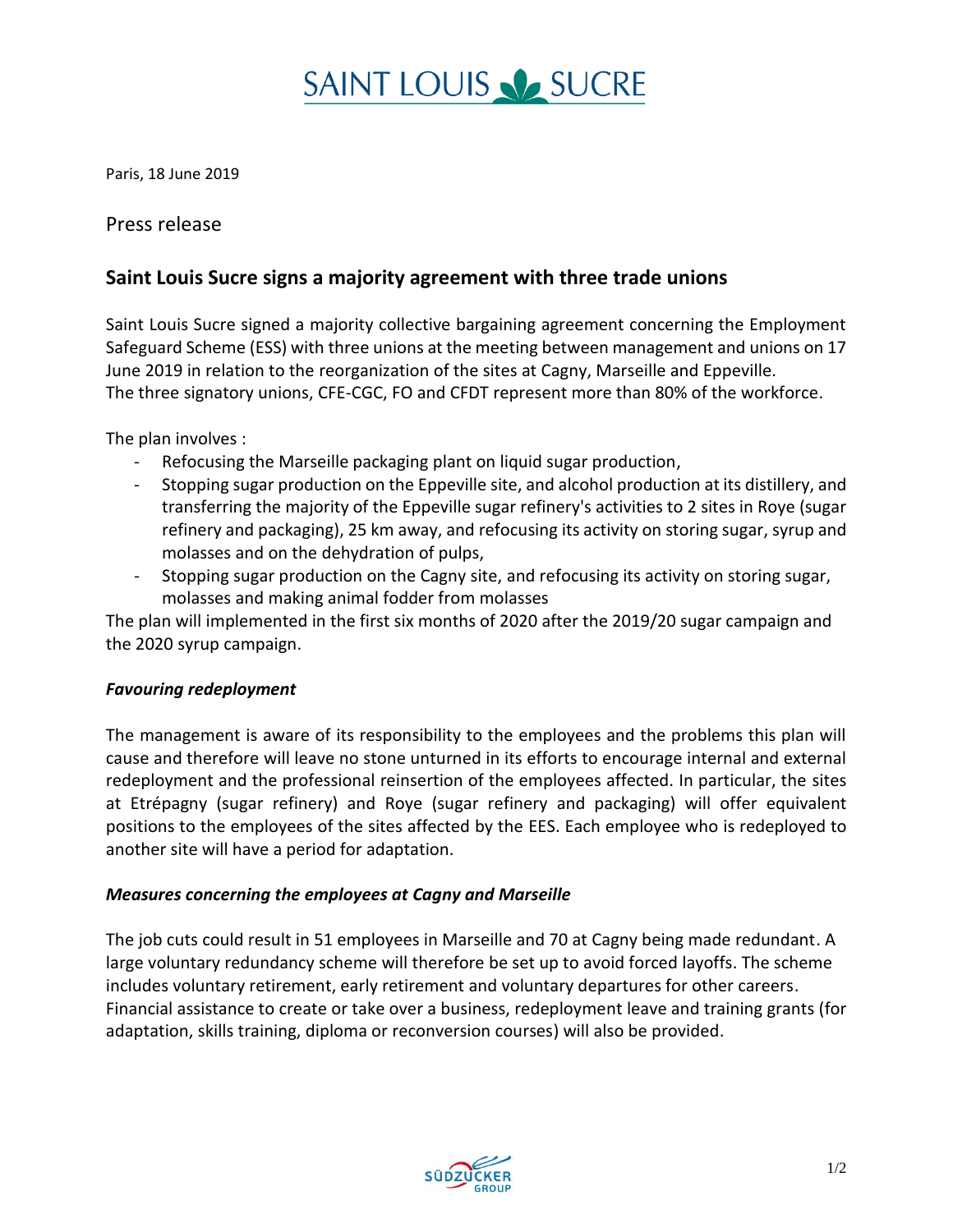# SAINT LOUIS SUCRE

Paris, 18 June 2019

Press release

## Saint Louis Sucre signs a majority agreement with three trade unions

Saint Louis Sucre signed a majority collective bargaining agreement concerning the Employment Safeguard Scheme (ESS) with three unions at the meeting between management and unions on 17 June 2019 in relation to the reorganization of the sites at Cagny, Marseille and Eppeville.
The three signatory unions, CFE-CGC, FO and CFDT represent more than 80% of the workforce.

The plan involves :

- Refocusing the Marseille packaging plant on liquid sugar production,
- Stopping sugar production on the Eppeville site, and alcohol production at its distillery, and transferring the majority of the Eppeville sugar refinery's activities to 2 sites in Roye (sugar refinery and packaging), 25 km away, and refocusing its activity on storing sugar, syrup and molasses and on the dehydration of pulps,
- Stopping sugar production on the Cagny site, and refocusing its activity on storing sugar, molasses and making animal fodder from molasses

The plan will implemented in the first six months of 2020 after the 2019/20 sugar campaign and the 2020 syrup campaign.

### *Favouring redeployment*

The management is aware of its responsibility to the employees and the problems this plan will cause and therefore will leave no stone unturned in its efforts to encourage internal and external redeployment and the professional reinsertion of the employees affected. In particular, the sites at Etrépagny (sugar refinery) and Roye (sugar refinery and packaging) will offer equivalent positions to the employees of the sites affected by the EES. Each employee who is redeployed to another site will have a period for adaptation.

### *Measures concerning the employees at Cagny and Marseille*

The job cuts could result in 51 employees in Marseille and 70 at Cagny being made redundant. A large voluntary redundancy scheme will therefore be set up to avoid forced layoffs. The scheme includes voluntary retirement, early retirement and voluntary departures for other careers. Financial assistance to create or take over a business, redeployment leave and training grants (for adaptation, skills training, diploma or reconversion courses) will also be provided.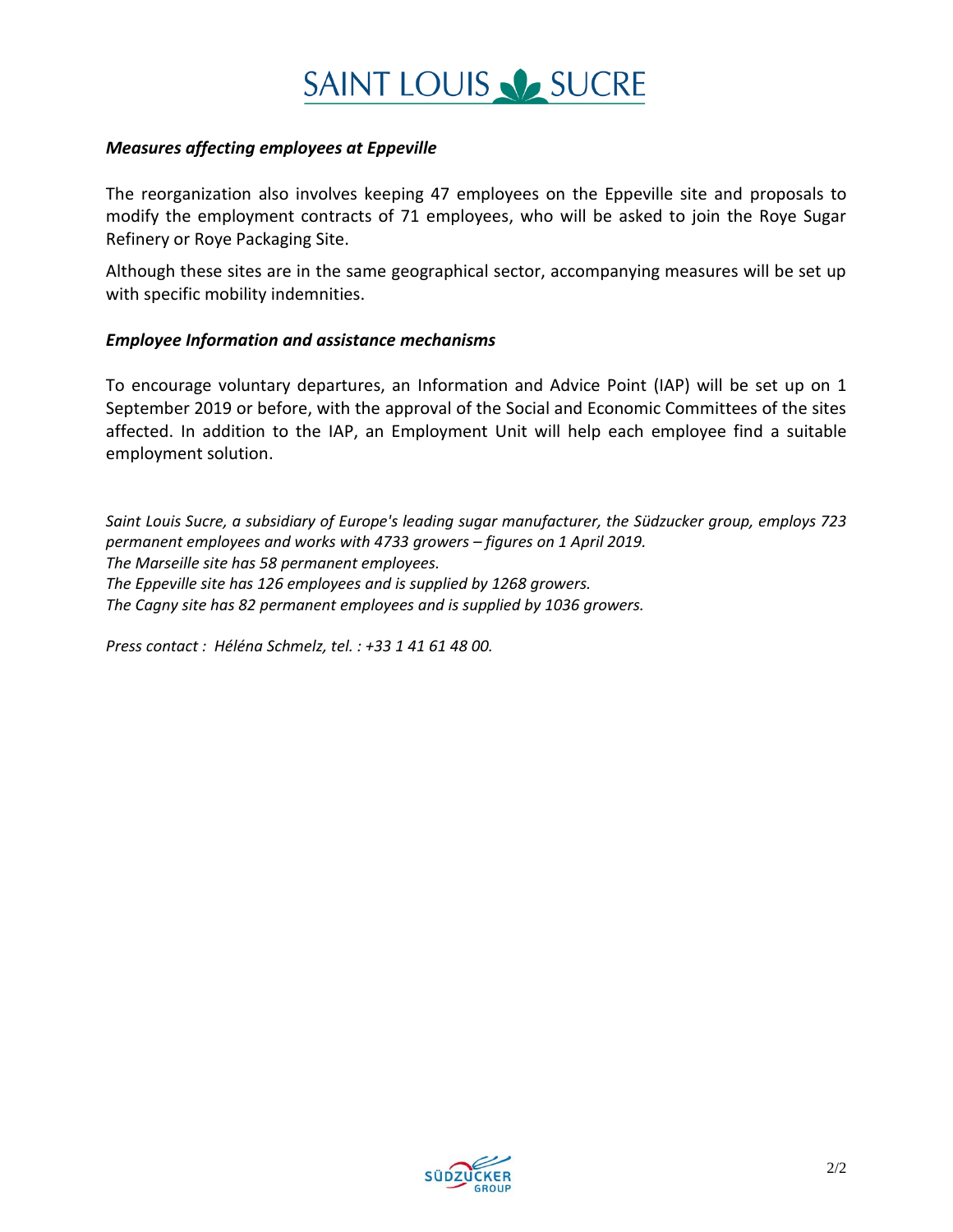### *Measures affecting employees at Eppeville*

The reorganization also involves keeping 47 employees on the Eppeville site and proposals to modify the employment contracts of 71 employees, who will be asked to join the Roye Sugar Refinery or Roye Packaging Site.

Although these sites are in the same geographical sector, accompanying measures will be set up with specific mobility indemnities.

### *Employee Information and assistance mechanisms*

To encourage voluntary departures, an Information and Advice Point (IAP) will be set up on 1 September 2019 or before, with the approval of the Social and Economic Committees of the sites affected. In addition to the IAP, an Employment Unit will help each employee find a suitable employment solution.

*Saint Louis Sucre, a subsidiary of Europe's leading sugar manufacturer, the Südzucker group, employs 723 permanent employees and works with 4733 growers – figures on 1 April 2019.*
*The Marseille site has 58 permanent employees.*
*The Eppeville site has 126 employees and is supplied by 1268 growers.*
*The Cagny site has 82 permanent employees and is supplied by 1036 growers.*

*Press contact : Héléna Schmelz, tel. : +33 1 41 61 48 00.*